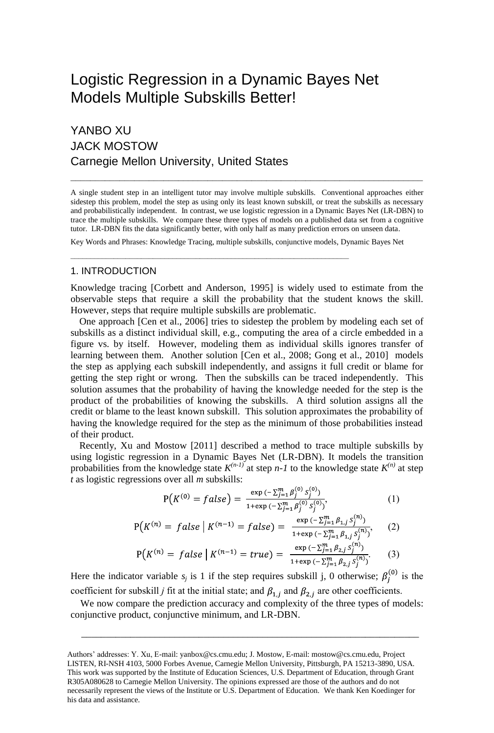# Logistic Regression in a Dynamic Bayes Net Models Multiple Subskills Better!

YANBO XU

JACK MOSTOW

Carnegie Mellon University, United States

A single student step in an intelligent tutor may involve multiple subskills. Conventional approaches either sidestep this problem, model the step as using only its least known subskill, or treat the subskills as necessary and probabilistically independent. In contrast, we use logistic regression in a Dynamic Bayes Net (LR-DBN) to trace the multiple subskills. We compare these three types of models on a published data set from a cognitive tutor. LR-DBN fits the data significantly better, with only half as many prediction errors on unseen data.

Key Words and Phrases: Knowledge Tracing, multiple subskills, conjunctive models, Dynamic Bayes Net

## 1. INTRODUCTION

Knowledge tracing [Corbett and Anderson, 1995] is widely used to estimate from the observable steps that require a skill the probability that the student knows the skill. However, steps that require multiple subskills are problematic.

One approach [Cen et al., 2006] tries to sidestep the problem by modeling each set of subskills as a distinct individual skill, e.g., computing the area of a circle embedded in a figure vs. by itself. However, modeling them as individual skills ignores transfer of learning between them. Another solution [Cen et al., 2008; Gong et al., 2010] models the step as applying each subskill independently, and assigns it full credit or blame for getting the step right or wrong. Then the subskills can be traced independently. This solution assumes that the probability of having the knowledge needed for the step is the product of the probabilities of knowing the subskills. A third solution assigns all the credit or blame to the least known subskill. This solution approximates the probability of having the knowledge required for the step as the minimum of those probabilities instead of their product.

Recently, Xu and Mostow [2011] described a method to trace multiple subskills by using logistic regression in a Dynamic Bayes Net (LR-DBN). It models the transition probabilities from the knowledge state $K^{(n-1)}$ at step $n-1$ to the knowledge state $K^{(n)}$ at step $t$ as logistic regressions over all $m$ subskills:

$$\mathrm{P}\left(K^{(0)} = false\right) = \frac{\exp\left(-\sum_{j=1}^{m} \beta_j^{(0)} s_j^{(0)}\right)}{1+\exp\left(-\sum_{j=1}^{m} \beta_j^{(0)} s_j^{(0)}\right)}, \quad (1)$$

$$\mathrm{P}\left(K^{(n)} = false \mid K^{(n-1)} = false\right) = \frac{\exp\left(-\sum_{j=1}^{m} \beta_{1,j} s_j^{(n)}\right)}{1+\exp\left(-\sum_{j=1}^{m} \beta_{1,j} s_j^{(n)}\right)}, \quad (2)$$

$$\mathrm{P}\left(K^{(n)} = false \mid K^{(n-1)} = true\right) = \frac{\exp\left(-\sum_{j=1}^{m} \beta_{2,j} s_j^{(n)}\right)}{1+\exp\left(-\sum_{j=1}^{m} \beta_{2,j} s_j^{(n)}\right)}. \quad (3)$$

Here the indicator variable $s_j$ is 1 if the step requires subskill j, 0 otherwise; $\beta_j^{(0)}$ is the coefficient for subskill $j$ fit at the initial state; and $\beta_{1,j}$ and $\beta_{2,j}$ are other coefficients.

We now compare the prediction accuracy and complexity of the three types of models: conjunctive product, conjunctive minimum, and LR-DBN.

Authors' addresses: Y. Xu, E-mail: yanbox@cs.cmu.edu; J. Mostow, E-mail: mostow@cs.cmu.edu, Project LISTEN, RI-NSH 4103, 5000 Forbes Avenue, Carnegie Mellon University, Pittsburgh, PA 15213-3890, USA. This work was supported by the Institute of Education Sciences, U.S. Department of Education, through Grant R305A080628 to Carnegie Mellon University. The opinions expressed are those of the authors and do not necessarily represent the views of the Institute or U.S. Department of Education. We thank Ken Koedinger for his data and assistance.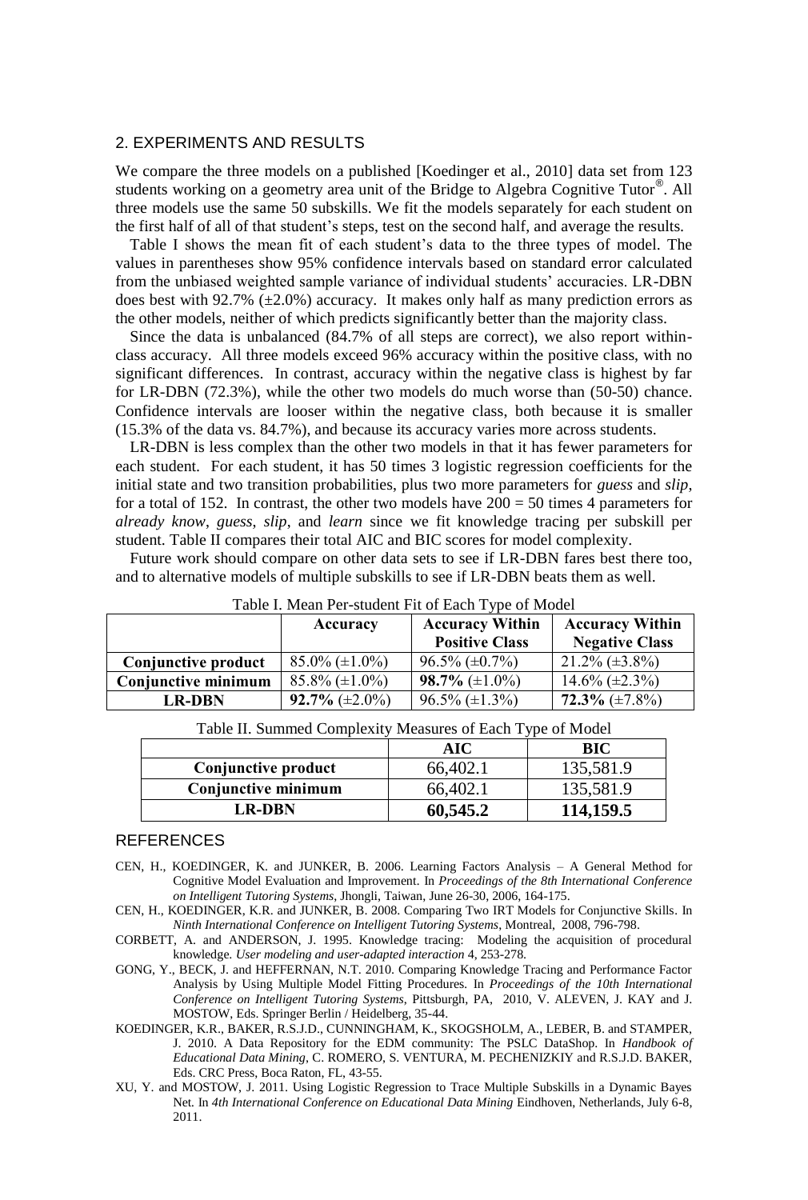## 2. EXPERIMENTS AND RESULTS

We compare the three models on a published [Koedinger et al., 2010] data set from 123 students working on a geometry area unit of the Bridge to Algebra Cognitive Tutor®. All three models use the same 50 subskills. We fit the models separately for each student on the first half of all of that student's steps, test on the second half, and average the results.

Table I shows the mean fit of each student's data to the three types of model. The values in parentheses show 95% confidence intervals based on standard error calculated from the unbiased weighted sample variance of individual students' accuracies. LR-DBN does best with 92.7% (±2.0%) accuracy. It makes only half as many prediction errors as the other models, neither of which predicts significantly better than the majority class.

Since the data is unbalanced (84.7% of all steps are correct), we also report within-class accuracy. All three models exceed 96% accuracy within the positive class, with no significant differences. In contrast, accuracy within the negative class is highest by far for LR-DBN (72.3%), while the other two models do much worse than (50-50) chance. Confidence intervals are looser within the negative class, both because it is smaller (15.3% of the data vs. 84.7%), and because its accuracy varies more across students.

LR-DBN is less complex than the other two models in that it has fewer parameters for each student. For each student, it has 50 times 3 logistic regression coefficients for the initial state and two transition probabilities, plus two more parameters for *guess* and *slip*, for a total of 152. In contrast, the other two models have 200 = 50 times 4 parameters for *already know*, *guess*, *slip*, and *learn* since we fit knowledge tracing per subskill per student. Table II compares their total AIC and BIC scores for model complexity.

Future work should compare on other data sets to see if LR-DBN fares best there too, and to alternative models of multiple subskills to see if LR-DBN beats them as well.

Table I. Mean Per-student Fit of Each Type of Model

| | Accuracy | Accuracy Within Positive Class | Accuracy Within Negative Class |
|---|---|---|---|
| **Conjunctive product** | 85.0% (±1.0%) | 96.5% (±0.7%) | 21.2% (±3.8%) |
| **Conjunctive minimum** | 85.8% (±1.0%) | **98.7%** (±1.0%) | 14.6% (±2.3%) |
| **LR-DBN** | **92.7%** (±2.0%) | 96.5% (±1.3%) | **72.3%** (±7.8%) |

Table II. Summed Complexity Measures of Each Type of Model

| | AIC | BIC |
|---|---|---|
| **Conjunctive product** | 66,402.1 | 135,581.9 |
| **Conjunctive minimum** | 66,402.1 | 135,581.9 |
| **LR-DBN** | **60,545.2** | **114,159.5** |

## REFERENCES

CEN, H., KOEDINGER, K. and JUNKER, B. 2006. Learning Factors Analysis – A General Method for Cognitive Model Evaluation and Improvement. In *Proceedings of the 8th International Conference on Intelligent Tutoring Systems*, Jhongli, Taiwan, June 26-30, 2006, 164-175.

CEN, H., KOEDINGER, K.R. and JUNKER, B. 2008. Comparing Two IRT Models for Conjunctive Skills. In *Ninth International Conference on Intelligent Tutoring Systems*, Montreal, 2008, 796-798.

CORBETT, A. and ANDERSON, J. 1995. Knowledge tracing: Modeling the acquisition of procedural knowledge. *User modeling and user-adapted interaction* 4, 253-278.

GONG, Y., BECK, J. and HEFFERNAN, N.T. 2010. Comparing Knowledge Tracing and Performance Factor Analysis by Using Multiple Model Fitting Procedures. In *Proceedings of the 10th International Conference on Intelligent Tutoring Systems*, Pittsburgh, PA, 2010, V. ALEVEN, J. KAY and J. MOSTOW, Eds. Springer Berlin / Heidelberg, 35-44.

KOEDINGER, K.R., BAKER, R.S.J.D., CUNNINGHAM, K., SKOGSHOLM, A., LEBER, B. and STAMPER, J. 2010. A Data Repository for the EDM community: The PSLC DataShop. In *Handbook of Educational Data Mining*, C. ROMERO, S. VENTURA, M. PECHENIZKIY and R.S.J.D. BAKER, Eds. CRC Press, Boca Raton, FL, 43-55.

XU, Y. and MOSTOW, J. 2011. Using Logistic Regression to Trace Multiple Subskills in a Dynamic Bayes Net. In *4th International Conference on Educational Data Mining* Eindhoven, Netherlands, July 6-8, 2011.